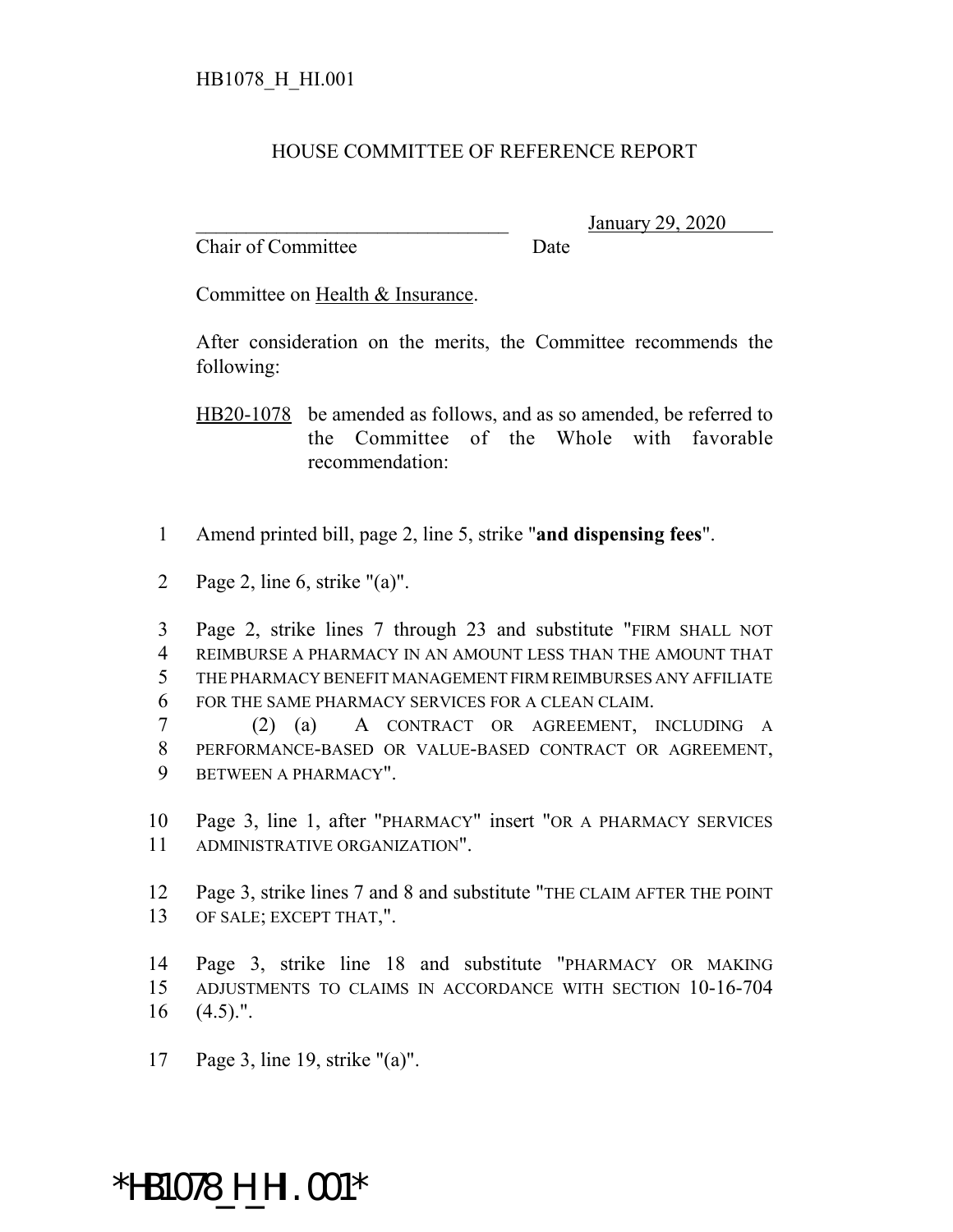HB1078_H_HI.001

HOUSE COMMITTEE OF REFERENCE REPORT

________________________________ January 29, 2020
Chair of Committee Date

Committee on Health & Insurance.

After consideration on the merits, the Committee recommends the following:

HB20-1078 be amended as follows, and as so amended, be referred to the Committee of the Whole with favorable recommendation:

1 Amend printed bill, page 2, line 5, strike "**and dispensing fees**".

2 Page 2, line 6, strike "(a)".

3 Page 2, strike lines 7 through 23 and substitute "FIRM SHALL NOT
4 REIMBURSE A PHARMACY IN AN AMOUNT LESS THAN THE AMOUNT THAT
5 THE PHARMACY BENEFIT MANAGEMENT FIRM REIMBURSES ANY AFFILIATE
6 FOR THE SAME PHARMACY SERVICES FOR A CLEAN CLAIM.
7 (2) (a) A CONTRACT OR AGREEMENT, INCLUDING A
8 PERFORMANCE-BASED OR VALUE-BASED CONTRACT OR AGREEMENT,
9 BETWEEN A PHARMACY".

10 Page 3, line 1, after "PHARMACY" insert "OR A PHARMACY SERVICES
11 ADMINISTRATIVE ORGANIZATION".

12 Page 3, strike lines 7 and 8 and substitute "THE CLAIM AFTER THE POINT
13 OF SALE; EXCEPT THAT,".

14 Page 3, strike line 18 and substitute "PHARMACY OR MAKING
15 ADJUSTMENTS TO CLAIMS IN ACCORDANCE WITH SECTION 10-16-704
16 (4.5).".

17 Page 3, line 19, strike "(a)".

*HB1078_H_HI.001*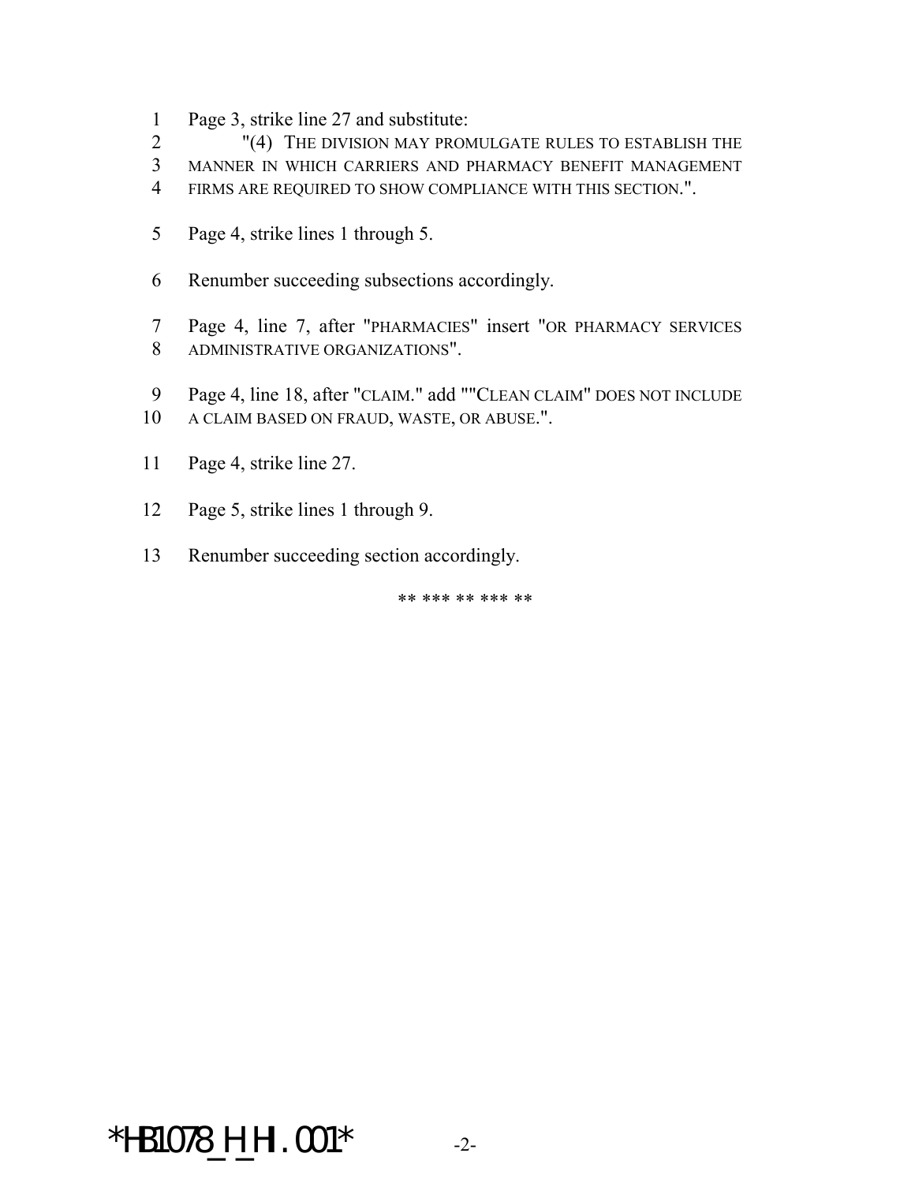1 Page 3, strike line 27 and substitute:

2 "(4) THE DIVISION MAY PROMULGATE RULES TO ESTABLISH THE
3 MANNER IN WHICH CARRIERS AND PHARMACY BENEFIT MANAGEMENT
4 FIRMS ARE REQUIRED TO SHOW COMPLIANCE WITH THIS SECTION.".

5 Page 4, strike lines 1 through 5.

6 Renumber succeeding subsections accordingly.

7 Page 4, line 7, after "PHARMACIES" insert "OR PHARMACY SERVICES
8 ADMINISTRATIVE ORGANIZATIONS".

9 Page 4, line 18, after "CLAIM." add ""CLEAN CLAIM" DOES NOT INCLUDE
10 A CLAIM BASED ON FRAUD, WASTE, OR ABUSE.".

11 Page 4, strike line 27.

12 Page 5, strike lines 1 through 9.

13 Renumber succeeding section accordingly.

** *** ** *** **

*HB1078_H_HI.001*